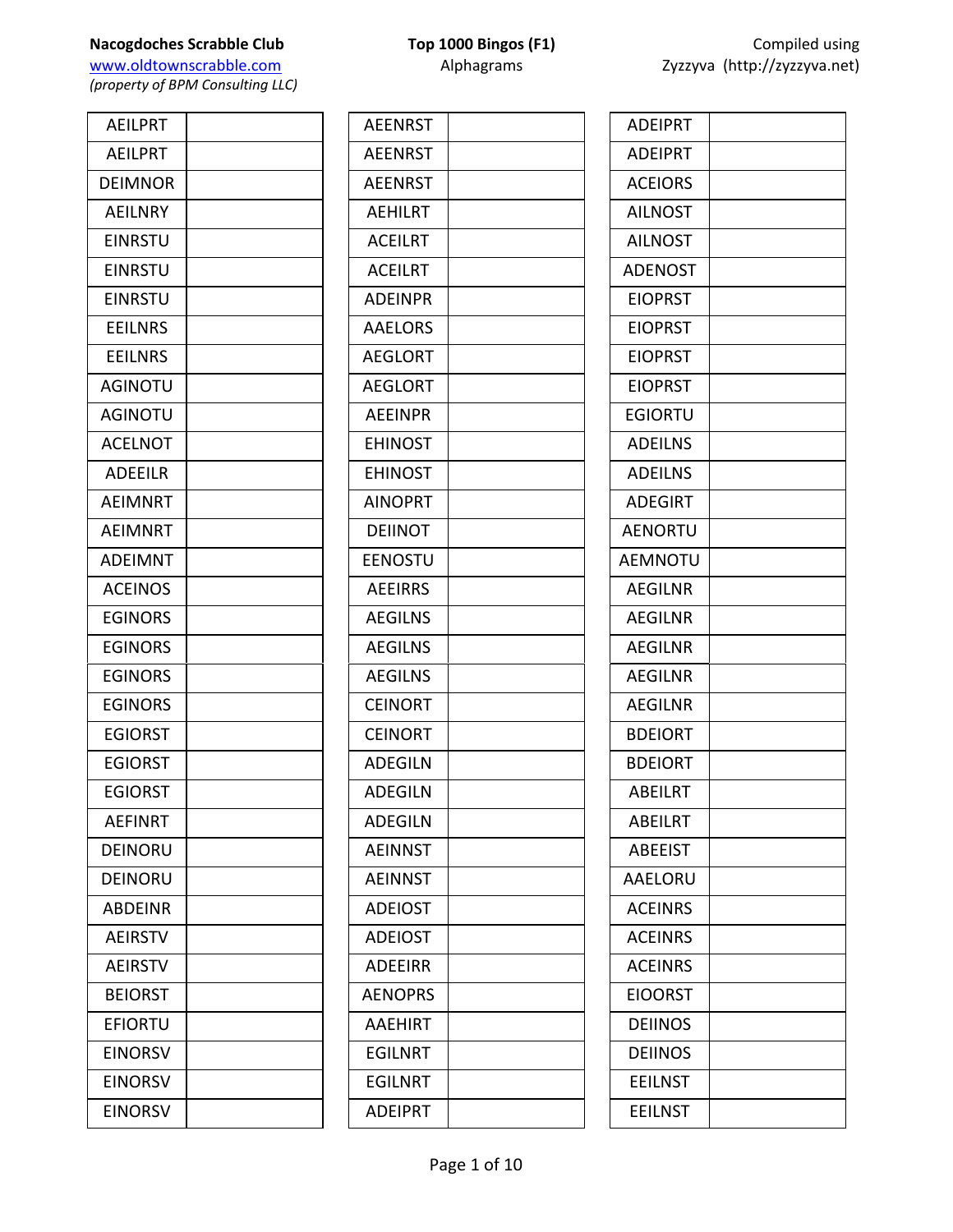**Nacogdoches Scrabble Club**
www.oldtownscrabble.com
*(property of BPM Consulting LLC)*

**Top 1000 Bingos (F1)**
Alphagrams

Compiled using
Zyzzyva (http://zyzzyva.net)

| Alphagram | |
|---|---|
| AEILPRT | |
| AEILPRT | |
| DEIMNOR | |
| AEILNRY | |
| EINRSTU | |
| EINRSTU | |
| EINRSTU | |
| EEILNRS | |
| EEILNRS | |
| AGINOTU | |
| AGINOTU | |
| ACELNOT | |
| ADEEILR | |
| AEIMNRT | |
| AEIMNRT | |
| ADEIMNT | |
| ACEINOS | |
| EGINORS | |
| EGINORS | |
| EGINORS | |
| EGINORS | |
| EGIORST | |
| EGIORST | |
| EGIORST | |
| AEFINRT | |
| DEINORU | |
| DEINORU | |
| ABDEINR | |
| AEIRSTV | |
| AEIRSTV | |
| BEIORST | |
| EFIORTU | |
| EINORSV | |
| EINORSV | |
| EINORSV | |

| Alphagram | |
|---|---|
| AEENRST | |
| AEENRST | |
| AEENRST | |
| AEHILRT | |
| ACEILRT | |
| ACEILRT | |
| ADEINPR | |
| AAELORS | |
| AEGLORT | |
| AEGLORT | |
| AEEINPR | |
| EHINOST | |
| EHINOST | |
| AINOPRT | |
| DEIINOT | |
| EENOSTU | |
| AEEIRRS | |
| AEGILNS | |
| AEGILNS | |
| AEGILNS | |
| CEINORT | |
| CEINORT | |
| ADEGILN | |
| ADEGILN | |
| ADEGILN | |
| AEINNST | |
| AEINNST | |
| ADEIOST | |
| ADEIOST | |
| ADEEIRR | |
| AENOPRS | |
| AAEHIRT | |
| EGILNRT | |
| EGILNRT | |
| ADEIPRT | |

| Alphagram | |
|---|---|
| ADEIPRT | |
| ADEIPRT | |
| ACEIORS | |
| AILNOST | |
| AILNOST | |
| ADENOST | |
| EIOPRST | |
| EIOPRST | |
| EIOPRST | |
| EIOPRST | |
| EGIORTU | |
| ADEILNS | |
| ADEILNS | |
| ADEGIRT | |
| AENORTU | |
| AEMNOTU | |
| AEGILNR | |
| AEGILNR | |
| AEGILNR | |
| AEGILNR | |
| AEGILNR | |
| BDEIORT | |
| BDEIORT | |
| ABEILRT | |
| ABEILRT | |
| ABEEIST | |
| AAELORU | |
| ACEINRS | |
| ACEINRS | |
| ACEINRS | |
| EIOORST | |
| DEIINOS | |
| DEIINOS | |
| EEILNST | |
| EEILNST | |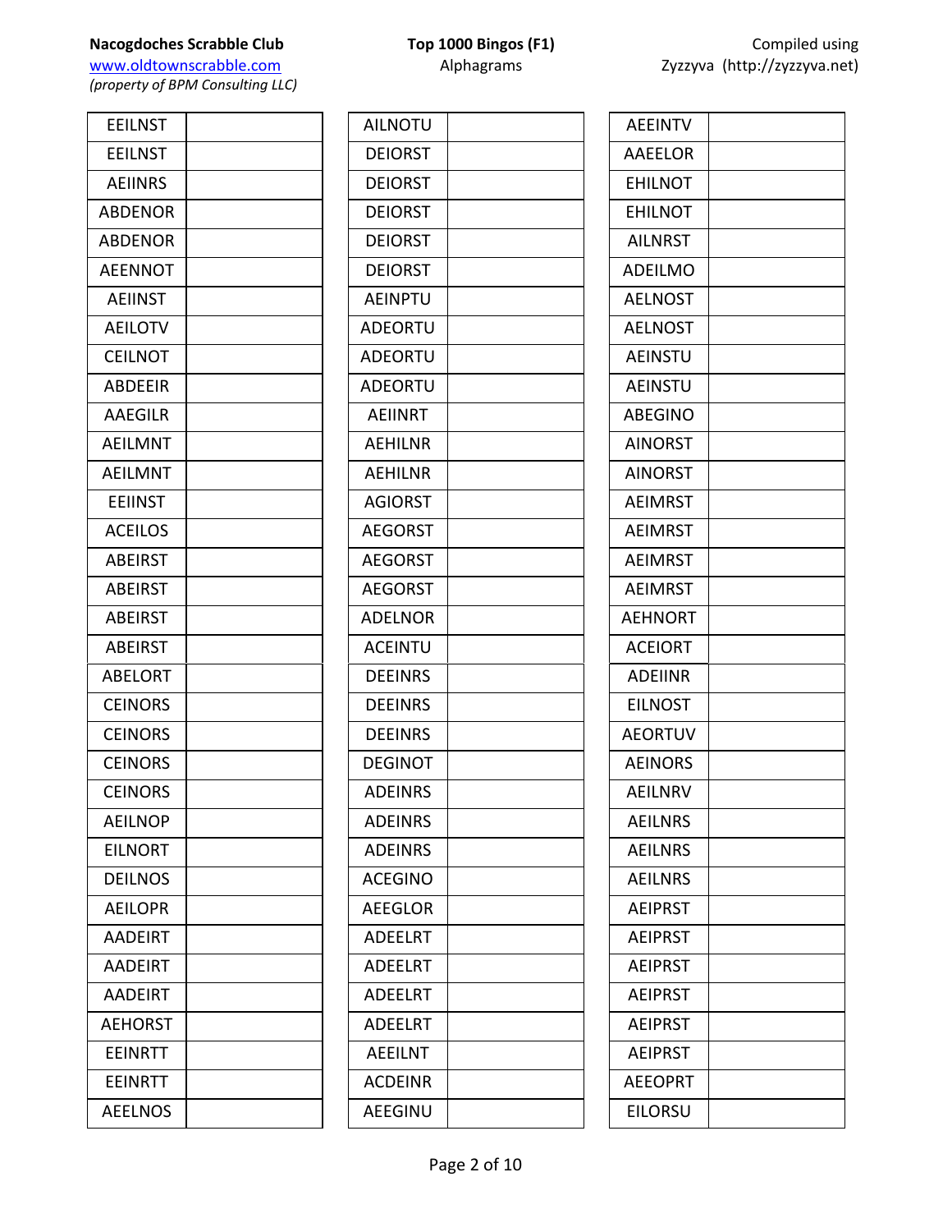**Nacogdoches Scrabble Club**
www.oldtownscrabble.com
*(property of BPM Consulting LLC)*

**Top 1000 Bingos (F1)**
Alphagrams

Compiled using
Zyzzyva (http://zyzzyva.net)

| | |
|---|---|
| EEILNST | |
| EEILNST | |
| AEIINRS | |
| ABDENOR | |
| ABDENOR | |
| AEENNOT | |
| AEIINST | |
| AEILOTV | |
| CEILNOT | |
| ABDEEIR | |
| AAEGILR | |
| AEILMNT | |
| AEILMNT | |
| EEIINST | |
| ACEILOS | |
| ABEIRST | |
| ABEIRST | |
| ABEIRST | |
| ABEIRST | |
| ABELORT | |
| CEINORS | |
| CEINORS | |
| CEINORS | |
| CEINORS | |
| AEILNOP | |
| EILNORT | |
| DEILNOS | |
| AEILOPR | |
| AADEIRT | |
| AADEIRT | |
| AADEIRT | |
| AEHORST | |
| EEINRTT | |
| EEINRTT | |
| AEELNOS | |

| | |
|---|---|
| AILNOTU | |
| DEIORST | |
| DEIORST | |
| DEIORST | |
| DEIORST | |
| DEIORST | |
| AEINPTU | |
| ADEORTU | |
| ADEORTU | |
| ADEORTU | |
| AEIINRT | |
| AEHILNR | |
| AEHILNR | |
| AGIORST | |
| AEGORST | |
| AEGORST | |
| AEGORST | |
| ADELNOR | |
| ACEINTU | |
| DEEINRS | |
| DEEINRS | |
| DEEINRS | |
| DEGINOT | |
| ADEINRS | |
| ADEINRS | |
| ADEINRS | |
| ACEGINO | |
| AEEGLOR | |
| ADEELRT | |
| ADEELRT | |
| ADEELRT | |
| ADEELRT | |
| AEEILNT | |
| ACDEINR | |
| AEEGINU | |

| | |
|---|---|
| AEEINTV | |
| AAEELOR | |
| EHILNOT | |
| EHILNOT | |
| AILNRST | |
| ADEILMO | |
| AELNOST | |
| AELNOST | |
| AEINSTU | |
| AEINSTU | |
| ABEGINO | |
| AINORST | |
| AINORST | |
| AEIMRST | |
| AEIMRST | |
| AEIMRST | |
| AEIMRST | |
| AEHNORT | |
| ACEIORT | |
| ADEIINR | |
| EILNOST | |
| AEORTUV | |
| AEINORS | |
| AEILNRV | |
| AEILNRS | |
| AEILNRS | |
| AEILNRS | |
| AEIPRST | |
| AEIPRST | |
| AEIPRST | |
| AEIPRST | |
| AEIPRST | |
| AEIPRST | |
| AEEOPRT | |
| EILORSU | |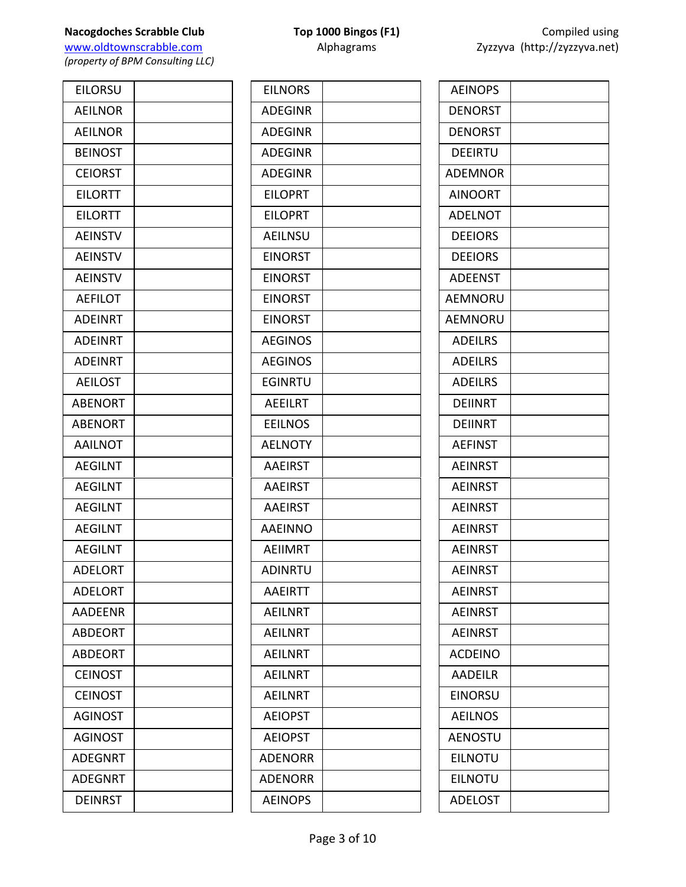| | | | | | |
|---|---|---|---|---|---|
| EILORSU | | EILNORS | | AEINOPS | |
| AEILNOR | | ADEGINR | | DENORST | |
| AEILNOR | | ADEGINR | | DENORST | |
| BEINOST | | ADEGINR | | DEEIRTU | |
| CEIORST | | ADEGINR | | ADEMNOR | |
| EILORTT | | EILOPRT | | AINOORT | |
| EILORTT | | EILOPRT | | ADELNOT | |
| AEINSTV | | AEILNSU | | DEEIORS | |
| AEINSTV | | EINORST | | DEEIORS | |
| AEINSTV | | EINORST | | ADEENST | |
| AEFILOT | | EINORST | | AEMNORU | |
| ADEINRT | | EINORST | | AEMNORU | |
| ADEINRT | | AEGINOS | | ADEILRS | |
| ADEINRT | | AEGINOS | | ADEILRS | |
| AEILOST | | EGINRTU | | ADEILRS | |
| ABENORT | | AEEILRT | | DEIINRT | |
| ABENORT | | EEILNOS | | DEIINRT | |
| AAILNOT | | AELNOTY | | AEFINST | |
| AEGILNT | | AAEIRST | | AEINRST | |
| AEGILNT | | AAEIRST | | AEINRST | |
| AEGILNT | | AAEIRST | | AEINRST | |
| AEGILNT | | AAEINNO | | AEINRST | |
| AEGILNT | | AEIIMRT | | AEINRST | |
| ADELORT | | ADINRTU | | AEINRST | |
| ADELORT | | AAEIRTT | | AEINRST | |
| AADEENR | | AEILNRT | | AEINRST | |
| ABDEORT | | AEILNRT | | AEINRST | |
| ABDEORT | | AEILNRT | | ACDEINO | |
| CEINOST | | AEILNRT | | AADEILR | |
| CEINOST | | AEILNRT | | EINORSU | |
| AGINOST | | AEIOPST | | AEILNOS | |
| AGINOST | | AEIOPST | | AENOSTU | |
| ADEGNRT | | ADENORR | | EILNOTU | |
| ADEGNRT | | ADENORR | | EILNOTU | |
| DEINRST | | AEINOPS | | ADELOST | |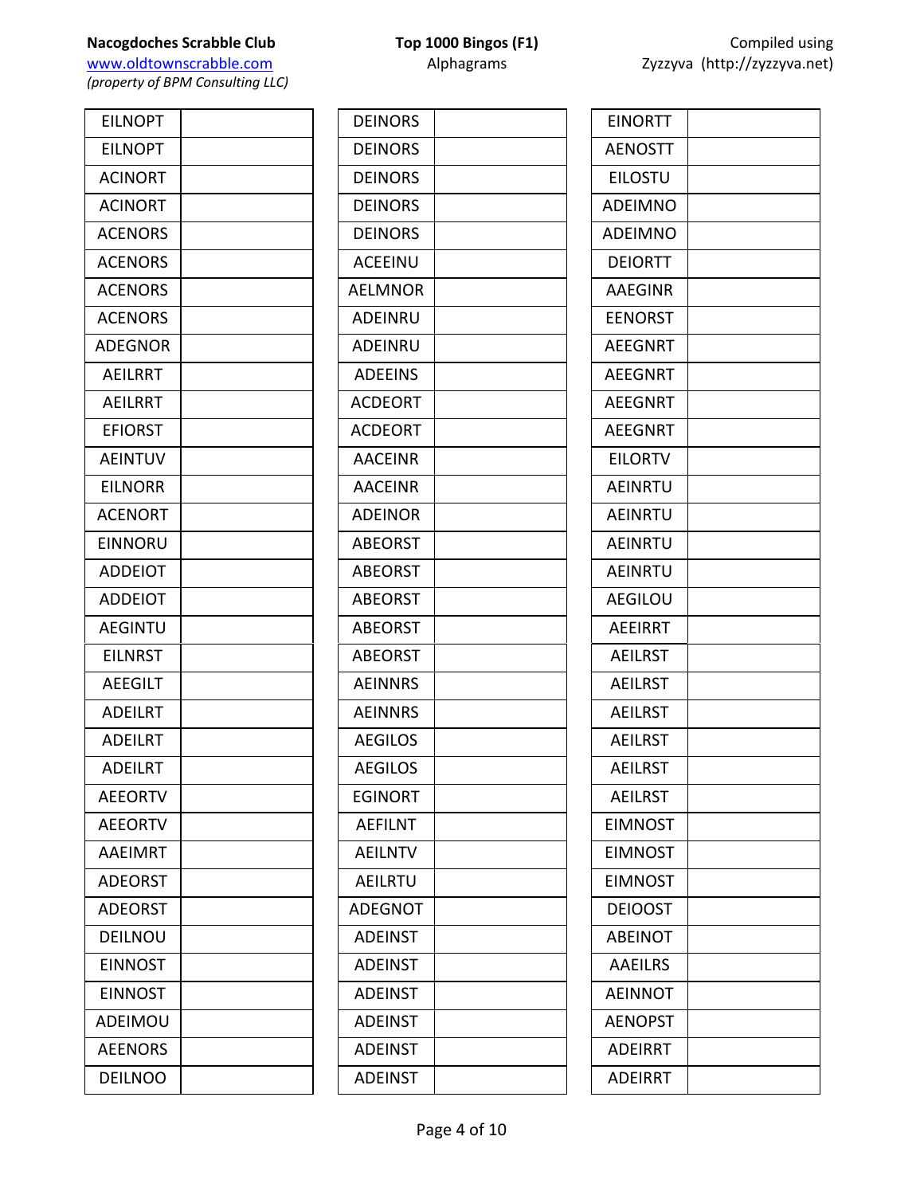**Nacogdoches Scrabble Club**
www.oldtownscrabble.com
*(property of BPM Consulting LLC)*

**Top 1000 Bingos (F1)**
Alphagrams

Compiled using
Zyzzyva (http://zyzzyva.net)

| | |
|---|---|
| EILNOPT | |
| EILNOPT | |
| ACINORT | |
| ACINORT | |
| ACENORS | |
| ACENORS | |
| ACENORS | |
| ACENORS | |
| ADEGNOR | |
| AEILRRT | |
| AEILRRT | |
| EFIORST | |
| AEINTUV | |
| EILNORR | |
| ACENORT | |
| EINNORU | |
| ADDEIOT | |
| ADDEIOT | |
| AEGINTU | |
| EILNRST | |
| AEEGILT | |
| ADEILRT | |
| ADEILRT | |
| ADEILRT | |
| AEEORTV | |
| AEEORTV | |
| AAEIMRT | |
| ADEORST | |
| ADEORST | |
| DEILNOU | |
| EINNOST | |
| EINNOST | |
| ADEIMOU | |
| AEENORS | |
| DEILNOO | |

| | |
|---|---|
| DEINORS | |
| DEINORS | |
| DEINORS | |
| DEINORS | |
| DEINORS | |
| ACEEINU | |
| AELMNOR | |
| ADEINRU | |
| ADEINRU | |
| ADEEINS | |
| ACDEORT | |
| ACDEORT | |
| AACEINR | |
| AACEINR | |
| ADEINOR | |
| ABEORST | |
| ABEORST | |
| ABEORST | |
| ABEORST | |
| ABEORST | |
| AEINNRS | |
| AEINNRS | |
| AEGILOS | |
| AEGILOS | |
| EGINORT | |
| AEFILNT | |
| AEILNTV | |
| AEILRTU | |
| ADEGNOT | |
| ADEINST | |
| ADEINST | |
| ADEINST | |
| ADEINST | |
| ADEINST | |
| ADEINST | |

| | |
|---|---|
| EINORTT | |
| AENOSTT | |
| EILOSTU | |
| ADEIMNO | |
| ADEIMNO | |
| DEIORTT | |
| AAEGINR | |
| EENORST | |
| AEEGNRT | |
| AEEGNRT | |
| AEEGNRT | |
| AEEGNRT | |
| EILORTV | |
| AEINRTU | |
| AEINRTU | |
| AEINRTU | |
| AEINRTU | |
| AEGILOU | |
| AEEIRRT | |
| AEILRST | |
| AEILRST | |
| AEILRST | |
| AEILRST | |
| AEILRST | |
| AEILRST | |
| EIMNOST | |
| EIMNOST | |
| EIMNOST | |
| DEIOOST | |
| ABEINOT | |
| AAEILRS | |
| AEINNOT | |
| AENOPST | |
| ADEIRRT | |
| ADEIRRT | |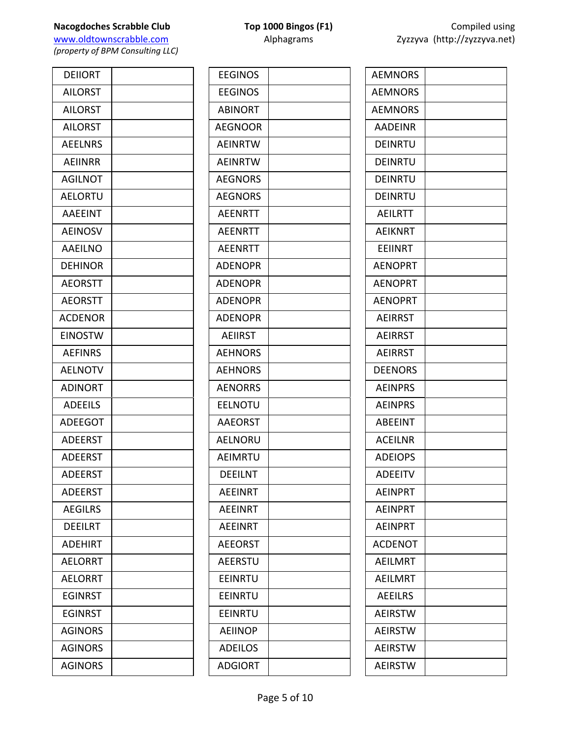| Alphagram | Answer |
|---|---|
| DEIIORT | |
| AILORST | |
| AILORST | |
| AILORST | |
| AEELNRS | |
| AEIINRR | |
| AGILNOT | |
| AELORTU | |
| AAEEINT | |
| AEINOSV | |
| AAEILNO | |
| DEHINOR | |
| AEORSTT | |
| AEORSTT | |
| ACDENOR | |
| EINOSTW | |
| AEFINRS | |
| AELNOTV | |
| ADINORT | |
| ADEEILS | |
| ADEEGOT | |
| ADEERST | |
| ADEERST | |
| ADEERST | |
| ADEERST | |
| AEGILRS | |
| DEEILRT | |
| ADEHIRT | |
| AELORRT | |
| AELORRT | |
| EGINRST | |
| EGINRST | |
| AGINORS | |
| AGINORS | |
| AGINORS | |

| Alphagram | Answer |
|---|---|
| EEGINOS | |
| EEGINOS | |
| ABINORT | |
| AEGNOOR | |
| AEINRTW | |
| AEINRTW | |
| AEGNORS | |
| AEGNORS | |
| AEENRTT | |
| AEENRTT | |
| AEENRTT | |
| ADENOPR | |
| ADENOPR | |
| ADENOPR | |
| ADENOPR | |
| AEIIRST | |
| AEHNORS | |
| AEHNORS | |
| AENORRS | |
| EELNOTU | |
| AAEORST | |
| AELNORU | |
| AEIMRTU | |
| DEEILNT | |
| AEEINRT | |
| AEEINRT | |
| AEEINRT | |
| AEEORST | |
| AEERSTU | |
| EEINRTU | |
| EEINRTU | |
| EEINRTU | |
| AEIINOP | |
| ADEILOS | |
| ADGIORT | |

| Alphagram | Answer |
|---|---|
| AEMNORS | |
| AEMNORS | |
| AEMNORS | |
| AADEINR | |
| DEINRTU | |
| DEINRTU | |
| DEINRTU | |
| DEINRTU | |
| AEILRTT | |
| AEIKNRT | |
| EEIINRT | |
| AENOPRT | |
| AENOPRT | |
| AENOPRT | |
| AEIRRST | |
| AEIRRST | |
| AEIRRST | |
| DEENORS | |
| AEINPRS | |
| AEINPRS | |
| ABEEINT | |
| ACEILNR | |
| ADEIOPS | |
| ADEEITV | |
| AEINPRT | |
| AEINPRT | |
| AEINPRT | |
| ACDENOT | |
| AEILMRT | |
| AEILMRT | |
| AEEILRS | |
| AEIRSTW | |
| AEIRSTW | |
| AEIRSTW | |
| AEIRSTW | |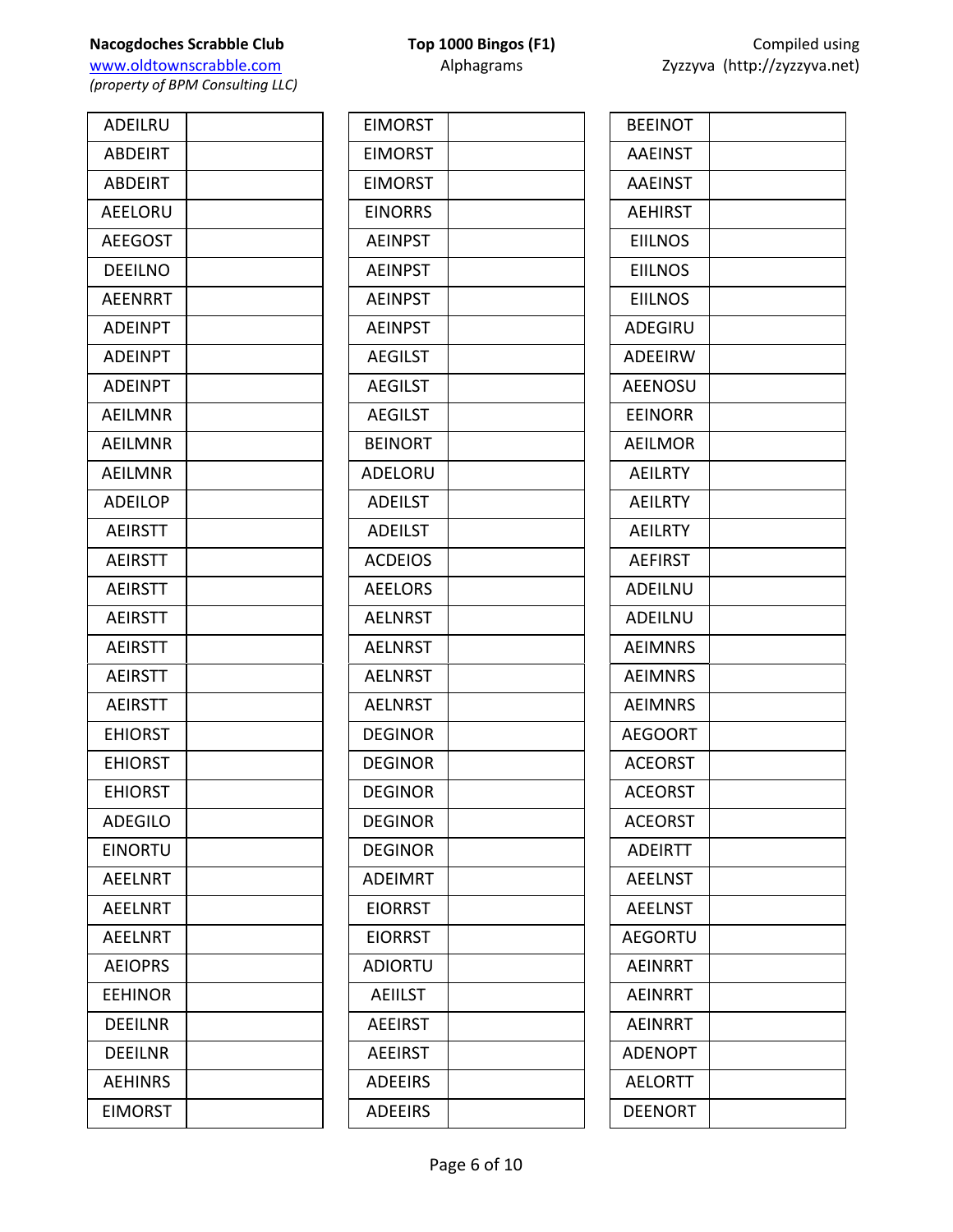| | | | | | |
|---|---|---|---|---|---|
| ADEILRU | | EIMORST | | BEEINOT | |
| ABDEIRT | | EIMORST | | AAEINST | |
| ABDEIRT | | EIMORST | | AAEINST | |
| AEELORU | | EINORRS | | AEHIRST | |
| AEEGOST | | AEINPST | | EIILNOS | |
| DEEILNO | | AEINPST | | EIILNOS | |
| AEENRRT | | AEINPST | | EIILNOS | |
| ADEINPT | | AEINPST | | ADEGIRU | |
| ADEINPT | | AEGILST | | ADEEIRW | |
| ADEINPT | | AEGILST | | AEENOSU | |
| AEILMNR | | AEGILST | | EEINORR | |
| AEILMNR | | BEINORT | | AEILMOR | |
| AEILMNR | | ADELORU | | AEILRTY | |
| ADEILOP | | ADEILST | | AEILRTY | |
| AEIRSTT | | ADEILST | | AEILRTY | |
| AEIRSTT | | ACDEIOS | | AEFIRST | |
| AEIRSTT | | AEELORS | | ADEILNU | |
| AEIRSTT | | AELNRST | | ADEILNU | |
| AEIRSTT | | AELNRST | | AEIMNRS | |
| AEIRSTT | | AELNRST | | AEIMNRS | |
| AEIRSTT | | AELNRST | | AEIMNRS | |
| EHIORST | | DEGINOR | | AEGOORT | |
| EHIORST | | DEGINOR | | ACEORST | |
| EHIORST | | DEGINOR | | ACEORST | |
| ADEGILO | | DEGINOR | | ACEORST | |
| EINORTU | | DEGINOR | | ADEIRTT | |
| AEELNRT | | ADEIMRT | | AEELNST | |
| AEELNRT | | EIORRST | | AEELNST | |
| AEELNRT | | EIORRST | | AEGORTU | |
| AEIOPRS | | ADIORTU | | AEINRRT | |
| EEHINOR | | AEIILST | | AEINRRT | |
| DEEILNR | | AEEIRST | | AEINRRT | |
| DEEILNR | | AEEIRST | | ADENOPT | |
| AEHINRS | | ADEEIRS | | AELORTT | |
| EIMORST | | ADEEIRS | | DEENORT | |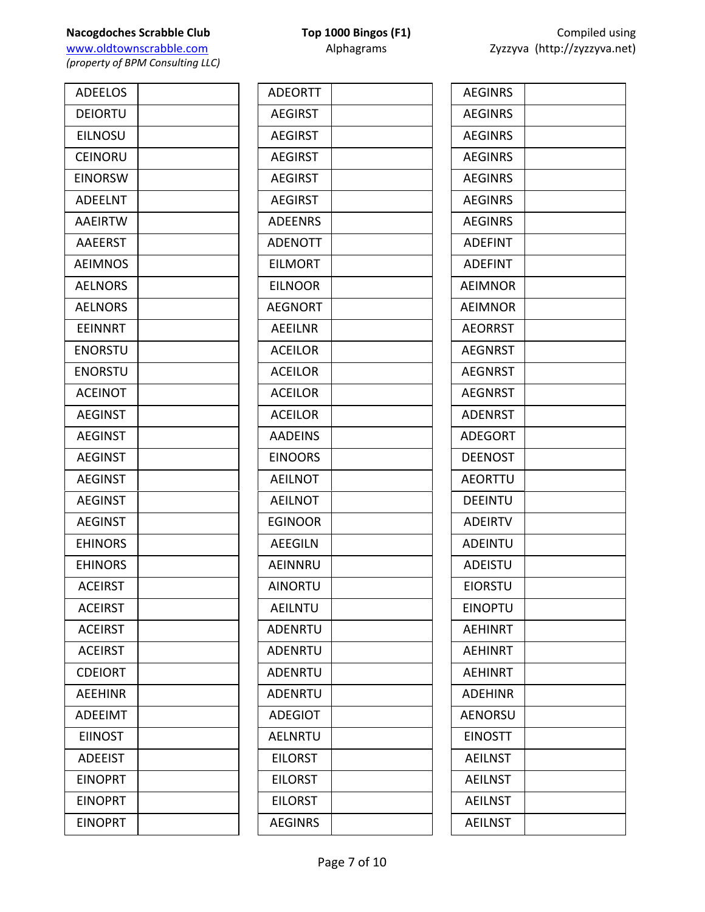| Alphagram | Answer |
|---|---|
| ADEELOS | |
| DEIORTU | |
| EILNOSU | |
| CEINORU | |
| EINORSW | |
| ADEELNT | |
| AAEIRTW | |
| AAEERST | |
| AEIMNOS | |
| AELNORS | |
| AELNORS | |
| EEINNRT | |
| ENORSTU | |
| ENORSTU | |
| ACEINOT | |
| AEGINST | |
| AEGINST | |
| AEGINST | |
| AEGINST | |
| AEGINST | |
| AEGINST | |
| EHINORS | |
| EHINORS | |
| ACEIRST | |
| ACEIRST | |
| ACEIRST | |
| ACEIRST | |
| CDEIORT | |
| AEEHINR | |
| ADEEIMT | |
| EIINOST | |
| ADEEIST | |
| EINOPRT | |
| EINOPRT | |
| EINOPRT | |
| ADEORTT | |
| AEGIRST | |
| AEGIRST | |
| AEGIRST | |
| AEGIRST | |
| AEGIRST | |
| ADEENRS | |
| ADENOTT | |
| EILMORT | |
| EILNOOR | |
| AEGNORT | |
| AEEILNR | |
| ACEILOR | |
| ACEILOR | |
| ACEILOR | |
| ACEILOR | |
| AADEINS | |
| EINOORS | |
| AEILNOT | |
| AEILNOT | |
| EGINOOR | |
| AEEGILN | |
| AEINNRU | |
| AINORTU | |
| AEILNTU | |
| ADENRTU | |
| ADENRTU | |
| ADENRTU | |
| ADENRTU | |
| ADEGIOT | |
| AELNRTU | |
| EILORST | |
| EILORST | |
| EILORST | |
| AEGINRS | |
| AEGINRS | |
| AEGINRS | |
| AEGINRS | |
| AEGINRS | |
| AEGINRS | |
| AEGINRS | |
| AEGINRS | |
| ADEFINT | |
| ADEFINT | |
| AEIMNOR | |
| AEIMNOR | |
| AEORRST | |
| AEGNRST | |
| AEGNRST | |
| AEGNRST | |
| ADENRST | |
| ADEGORT | |
| DEENOST | |
| AEORTTU | |
| DEEINTU | |
| ADEIRTV | |
| ADEINTU | |
| ADEISTU | |
| EIORSTU | |
| EINOPTU | |
| AEHINRT | |
| AEHINRT | |
| AEHINRT | |
| ADEHINR | |
| AENORSU | |
| EINOSTT | |
| AEILNST | |
| AEILNST | |
| AEILNST | |
| AEILNST | |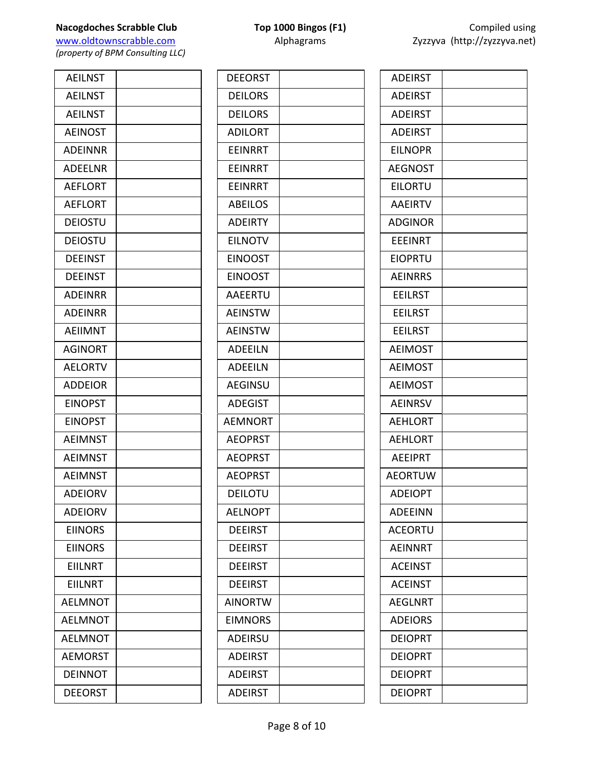| AEILNST | |
| --- | --- |
| AEILNST | |
| AEILNST | |
| AEINOST | |
| ADEINNR | |
| ADEELNR | |
| AEFLORT | |
| AEFLORT | |
| DEIOSTU | |
| DEIOSTU | |
| DEEINST | |
| DEEINST | |
| ADEINRR | |
| ADEINRR | |
| AEIIMNT | |
| AGINORT | |
| AELORTV | |
| ADDEIOR | |
| EINOPST | |
| EINOPST | |
| AEIMNST | |
| AEIMNST | |
| AEIMNST | |
| ADEIORV | |
| ADEIORV | |
| EIINORS | |
| EIINORS | |
| EIILNRT | |
| EIILNRT | |
| AELMNOT | |
| AELMNOT | |
| AELMNOT | |
| AEMORST | |
| DEINNOT | |
| DEEORST | |

| DEEORST | |
| --- | --- |
| DEILORS | |
| DEILORS | |
| ADILORT | |
| EEINRRT | |
| EEINRRT | |
| EEINRRT | |
| ABEILOS | |
| ADEIRTY | |
| EILNOTV | |
| EINOOST | |
| EINOOST | |
| AAEERTU | |
| AEINSTW | |
| AEINSTW | |
| ADEEILN | |
| ADEEILN | |
| AEGINSU | |
| ADEGIST | |
| AEMNORT | |
| AEOPRST | |
| AEOPRST | |
| AEOPRST | |
| DEILOTU | |
| AELNOPT | |
| DEEIRST | |
| DEEIRST | |
| DEEIRST | |
| DEEIRST | |
| AINORTW | |
| EIMNORS | |
| ADEIRSU | |
| ADEIRST | |
| ADEIRST | |
| ADEIRST | |

| ADEIRST | |
| --- | --- |
| ADEIRST | |
| ADEIRST | |
| ADEIRST | |
| EILNOPR | |
| AEGNOST | |
| EILORTU | |
| AAEIRTV | |
| ADGINOR | |
| EEEINRT | |
| EIOPRTU | |
| AEINRRS | |
| EEILRST | |
| EEILRST | |
| EEILRST | |
| AEIMOST | |
| AEIMOST | |
| AEIMOST | |
| AEINRSV | |
| AEHLORT | |
| AEHLORT | |
| AEEIPRT | |
| AEORTUW | |
| ADEIOPT | |
| ADEEINN | |
| ACEORTU | |
| AEINNRT | |
| ACEINST | |
| ACEINST | |
| AEGLNRT | |
| ADEIORS | |
| DEIOPRT | |
| DEIOPRT | |
| DEIOPRT | |
| DEIOPRT | |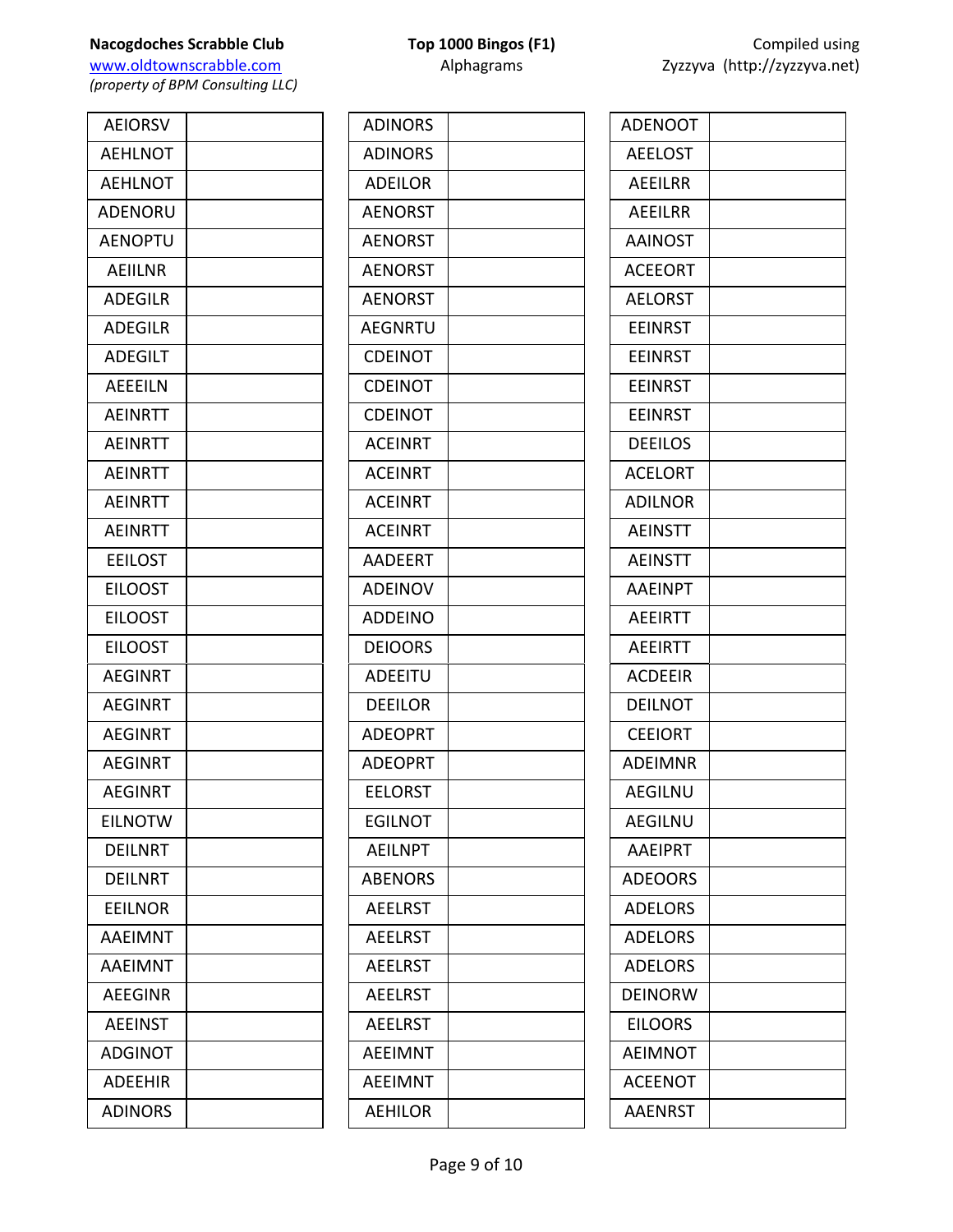| | |
|---|---|
| AEIORSV | |
| AEHLNOT | |
| AEHLNOT | |
| ADENORU | |
| AENOPTU | |
| AEIILNR | |
| ADEGILR | |
| ADEGILR | |
| ADEGILT | |
| AEEEILN | |
| AEINRTT | |
| AEINRTT | |
| AEINRTT | |
| AEINRTT | |
| AEINRTT | |
| EEILOST | |
| EILOOST | |
| EILOOST | |
| EILOOST | |
| AEGINRT | |
| AEGINRT | |
| AEGINRT | |
| AEGINRT | |
| AEGINRT | |
| EILNOTW | |
| DEILNRT | |
| DEILNRT | |
| EEILNOR | |
| AAEIMNT | |
| AAEIMNT | |
| AEEGINR | |
| AEEINST | |
| ADGINOT | |
| ADEEHIR | |
| ADINORS | |
| ADINORS | |
| ADINORS | |
| ADEILOR | |
| AENORST | |
| AENORST | |
| AENORST | |
| AENORST | |
| AEGNRTU | |
| CDEINOT | |
| CDEINOT | |
| CDEINOT | |
| ACEINRT | |
| ACEINRT | |
| ACEINRT | |
| ACEINRT | |
| AADEERT | |
| ADEINOV | |
| ADDEINO | |
| DEIOORS | |
| ADEEITU | |
| DEEILOR | |
| ADEOPRT | |
| ADEOPRT | |
| EELORST | |
| EGILNOT | |
| AEILNPT | |
| ABENORS | |
| AEELRST | |
| AEELRST | |
| AEELRST | |
| AEELRST | |
| AEELRST | |
| AEEIMNT | |
| AEEIMNT | |
| AEHILOR | |
| ADENOOT | |
| AEELOST | |
| AEEILRR | |
| AEEILRR | |
| AAINOST | |
| ACEEORT | |
| AELORST | |
| EEINRST | |
| EEINRST | |
| EEINRST | |
| EEINRST | |
| DEEILOS | |
| ACELORT | |
| ADILNOR | |
| AEINSTT | |
| AEINSTT | |
| AAEINPT | |
| AEEIRTT | |
| AEEIRTT | |
| ACDEEIR | |
| DEILNOT | |
| CEEIORT | |
| ADEIMNR | |
| AEGILNU | |
| AEGILNU | |
| AAEIPRT | |
| ADEOORS | |
| ADELORS | |
| ADELORS | |
| ADELORS | |
| DEINORW | |
| EILOORS | |
| AEIMNOT | |
| ACEENOT | |
| AAENRST | |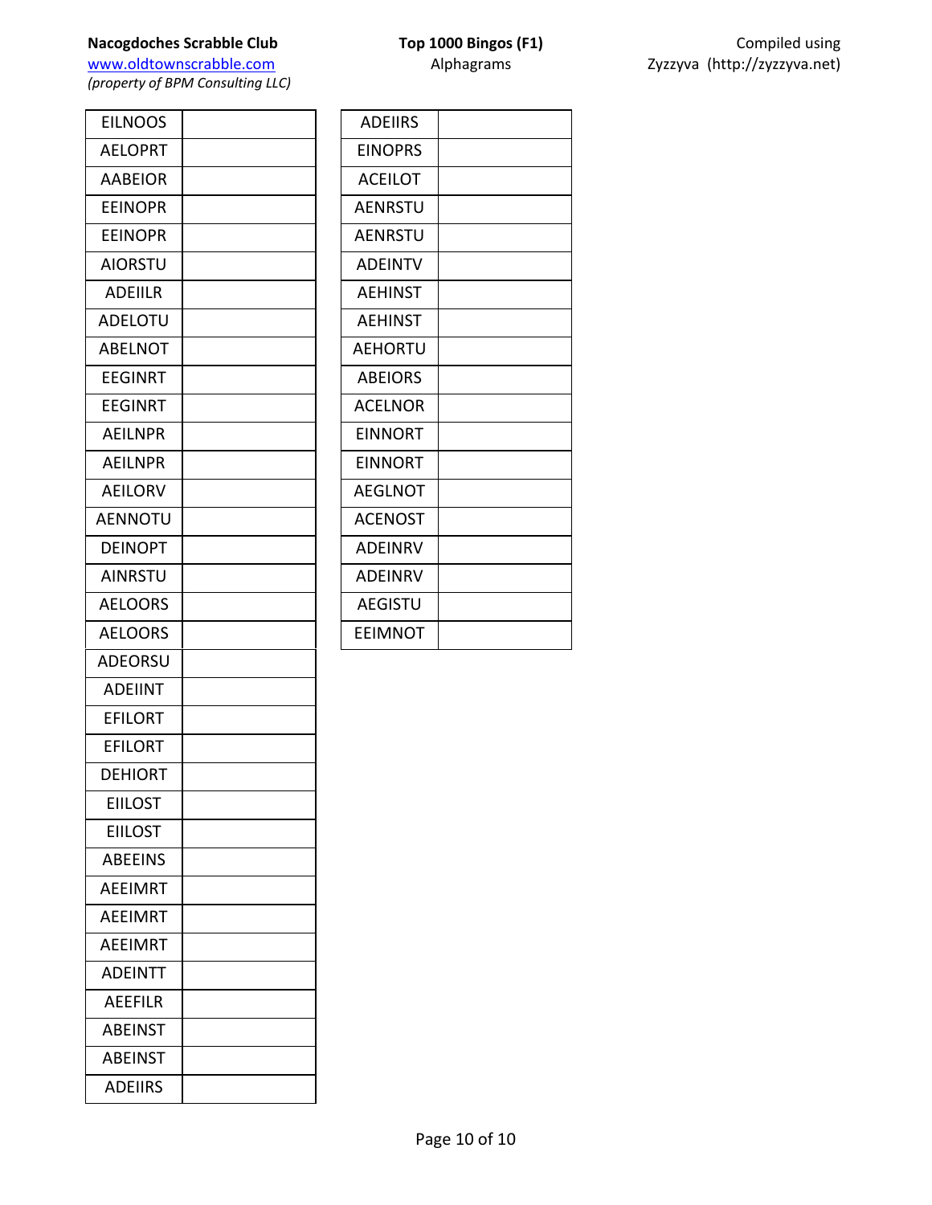**Nacogdoches Scrabble Club**
www.oldtownscrabble.com
*(property of BPM Consulting LLC)*

**Top 1000 Bingos (F1)**
Alphagrams

Compiled using
Zyzzyva (http://zyzzyva.net)

| | |
|---|---|
| EILNOOS | |
| AELOPRT | |
| AABEIOR | |
| EEINOPR | |
| EEINOPR | |
| AIORSTU | |
| ADEIILR | |
| ADELOTU | |
| ABELNOT | |
| EEGINRT | |
| EEGINRT | |
| AEILNPR | |
| AEILNPR | |
| AEILORV | |
| AENNOTU | |
| DEINOPT | |
| AINRSTU | |
| AELOORS | |
| AELOORS | |
| ADEORSU | |
| ADEIINT | |
| EFILORT | |
| EFILORT | |
| DEHIORT | |
| EIILOST | |
| EIILOST | |
| ABEEINS | |
| AEEIMRT | |
| AEEIMRT | |
| AEEIMRT | |
| ADEINTT | |
| AEEFILR | |
| ABEINST | |
| ABEINST | |
| ADEIIRS | |

| | |
|---|---|
| ADEIIRS | |
| EINOPRS | |
| ACEILOT | |
| AENRSTU | |
| AENRSTU | |
| ADEINTV | |
| AEHINST | |
| AEHINST | |
| AEHORTU | |
| ABEIORS | |
| ACELNOR | |
| EINNORT | |
| EINNORT | |
| AEGLNOT | |
| ACENOST | |
| ADEINRV | |
| ADEINRV | |
| AEGISTU | |
| EEIMNOT | |